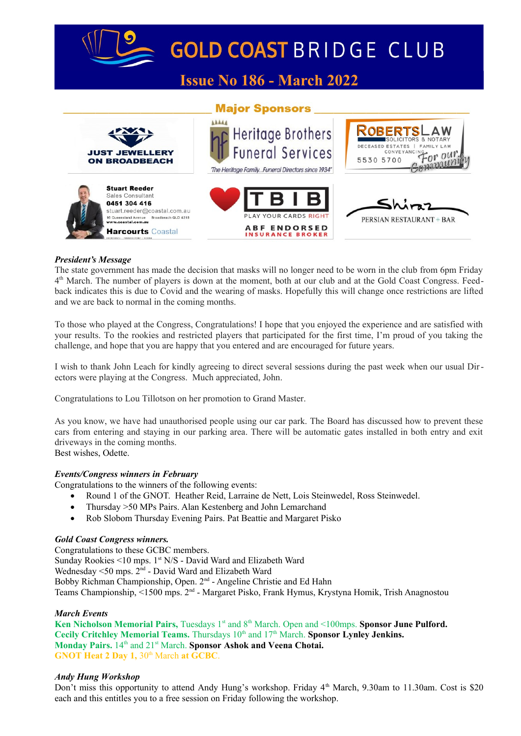# GOLD COAST BRIDGE CLUB

## Issue No 186 - March 2022

### Major Sponsors

JUST JEWELLERY ON BROADBEACH

Heritage Brothers Funeral Services
'The Heritage Family...Funeral Directors since 1934'

ROBERTS LAW
SOLICITORS & NOTARY
DECEASED ESTATES | FAMILY LAW
CONVEYANCING
5530 5700
For our Community

Stuart Reeder
Sales Consultant
0451 304 416
stuart.reeder@coastal.com.au
16 Queensland Avenue Broadbeach QLD 4218
www.coastal.com.au
Harcourts Coastal

TBIB
PLAY YOUR CARDS RIGHT
ABF ENDORSED INSURANCE BROKER

Shiraz
PERSIAN RESTAURANT + BAR

***President's Message***

The state government has made the decision that masks will no longer need to be worn in the club from 6pm Friday 4th March. The number of players is down at the moment, both at our club and at the Gold Coast Congress. Feed-back indicates this is due to Covid and the wearing of masks. Hopefully this will change once restrictions are lifted and we are back to normal in the coming months.

To those who played at the Congress, Congratulations! I hope that you enjoyed the experience and are satisfied with your results. To the rookies and restricted players that participated for the first time, I'm proud of you taking the challenge, and hope that you are happy that you entered and are encouraged for future years.

I wish to thank John Leach for kindly agreeing to direct several sessions during the past week when our usual Dir-ectors were playing at the Congress. Much appreciated, John.

Congratulations to Lou Tillotson on her promotion to Grand Master.

As you know, we have had unauthorised people using our car park. The Board has discussed how to prevent these cars from entering and staying in our parking area. There will be automatic gates installed in both entry and exit driveways in the coming months.
Best wishes, Odette.

***Events/Congress winners in February***

Congratulations to the winners of the following events:

- Round 1 of the GNOT. Heather Reid, Larraine de Nett, Lois Steinwedel, Ross Steinwedel.
- Thursday >50 MPs Pairs. Alan Kestenberg and John Lemarchand
- Rob Slobom Thursday Evening Pairs. Pat Beattie and Margaret Pisko

***Gold Coast Congress winners.***

Congratulations to these GCBC members.
Sunday Rookies <10 mps. 1st N/S - David Ward and Elizabeth Ward
Wednesday <50 mps. 2nd - David Ward and Elizabeth Ward
Bobby Richman Championship, Open. 2nd - Angeline Christie and Ed Hahn
Teams Championship, <1500 mps. 2nd - Margaret Pisko, Frank Hymus, Krystyna Homik, Trish Anagnostou

***March Events***

**Ken Nicholson Memorial Pairs,** Tuesdays 1st and 8th March. Open and <100mps. **Sponsor June Pulford.**
**Cecily Critchley Memorial Teams.** Thursdays 10th and 17th March. **Sponsor Lynley Jenkins.**
**Monday Pairs.** 14th and 21st March. **Sponsor Ashok and Veena Chotai.**
**GNOT Heat 2 Day 1,** 30th March **at GCBC**.

***Andy Hung Workshop***

Don't miss this opportunity to attend Andy Hung's workshop. Friday 4th March, 9.30am to 11.30am. Cost is $20 each and this entitles you to a free session on Friday following the workshop.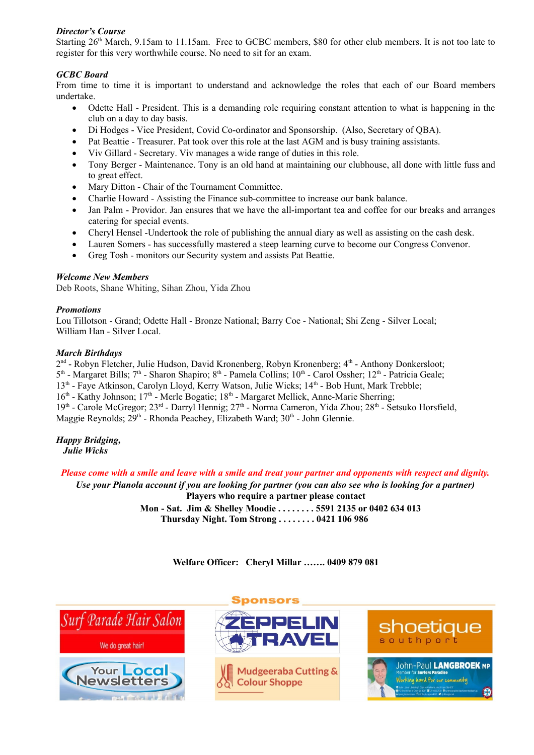***Director's Course***

Starting 26th March, 9.15am to 11.15am. Free to GCBC members, $80 for other club members. It is not too late to register for this very worthwhile course. No need to sit for an exam.

***GCBC Board***

From time to time it is important to understand and acknowledge the roles that each of our Board members undertake.

- Odette Hall - President. This is a demanding role requiring constant attention to what is happening in the club on a day to day basis.
- Di Hodges - Vice President, Covid Co-ordinator and Sponsorship. (Also, Secretary of QBA).
- Pat Beattie - Treasurer. Pat took over this role at the last AGM and is busy training assistants.
- Viv Gillard - Secretary. Viv manages a wide range of duties in this role.
- Tony Berger - Maintenance. Tony is an old hand at maintaining our clubhouse, all done with little fuss and to great effect.
- Mary Ditton - Chair of the Tournament Committee.
- Charlie Howard - Assisting the Finance sub-committee to increase our bank balance.
- Jan Palm - Providor. Jan ensures that we have the all-important tea and coffee for our breaks and arranges catering for special events.
- Cheryl Hensel -Undertook the role of publishing the annual diary as well as assisting on the cash desk.
- Lauren Somers - has successfully mastered a steep learning curve to become our Congress Convenor.
- Greg Tosh - monitors our Security system and assists Pat Beattie.

***Welcome New Members***

Deb Roots, Shane Whiting, Sihan Zhou, Yida Zhou

***Promotions***

Lou Tillotson - Grand; Odette Hall - Bronze National; Barry Coe - National; Shi Zeng - Silver Local; William Han - Silver Local.

***March Birthdays***

2nd - Robyn Fletcher, Julie Hudson, David Kronenberg, Robyn Kronenberg; 4th - Anthony Donkersloot; 5th - Margaret Bills; 7th - Sharon Shapiro; 8th - Pamela Collins; 10th - Carol Ossher; 12th - Patricia Geale; 13th - Faye Atkinson, Carolyn Lloyd, Kerry Watson, Julie Wicks; 14th - Bob Hunt, Mark Trebble; 16th - Kathy Johnson; 17th - Merle Bogatie; 18th - Margaret Mellick, Anne-Marie Sherring; 19th - Carole McGregor; 23rd - Darryl Hennig; 27th - Norma Cameron, Yida Zhou; 28th - Setsuko Horsfield, Maggie Reynolds; 29th - Rhonda Peachey, Elizabeth Ward; 30th - John Glennie.

***Happy Bridging,***
***Julie Wicks***

***Please come with a smile and leave with a smile and treat your partner and opponents with respect and dignity.***

***Use your Pianola account if you are looking for partner (you can also see who is looking for a partner)***

**Players who require a partner please contact**

**Mon - Sat. Jim & Shelley Moodie . . . . . . . . 5591 2135 or 0402 634 013**

**Thursday Night. Tom Strong . . . . . . . . 0421 106 986**

**Welfare Officer: Cheryl Millar ……. 0409 879 081**

**Sponsors**

Surf Parade Hair Salon — We do great hair!

Zeppelin Travel

shoetique southport

Your Local Newsletters

Mudgeeraba Cutting & Colour Shoppe

John-Paul Langbroek MP — Member for Surfers Paradise — Working hard for our community